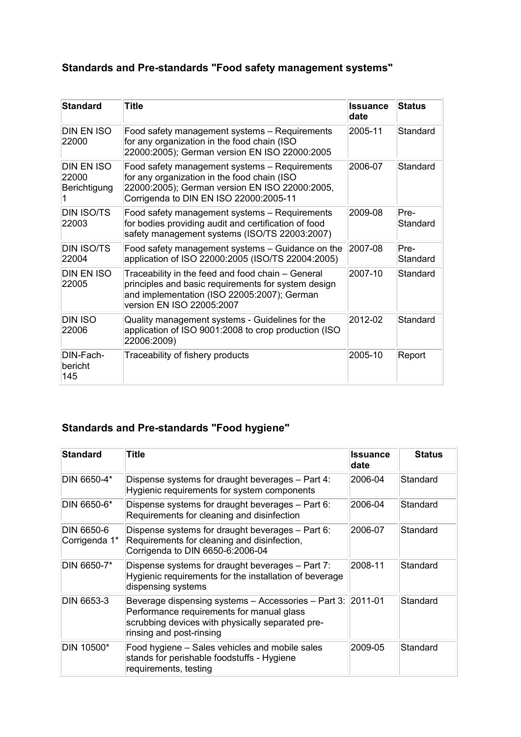## Standards and Pre-standards "Food safety management systems"

| Standard | Title | Issuance date | Status |
|---|---|---|---|
| DIN EN ISO 22000 | Food safety management systems – Requirements for any organization in the food chain (ISO 22000:2005); German version EN ISO 22000:2005 | 2005-11 | Standard |
| DIN EN ISO 22000 Berichtigung 1 | Food safety management systems – Requirements for any organization in the food chain (ISO 22000:2005); German version EN ISO 22000:2005, Corrigenda to DIN EN ISO 22000:2005-11 | 2006-07 | Standard |
| DIN ISO/TS 22003 | Food safety management systems – Requirements for bodies providing audit and certification of food safety management systems (ISO/TS 22003:2007) | 2009-08 | Pre-Standard |
| DIN ISO/TS 22004 | Food safety management systems – Guidance on the application of ISO 22000:2005 (ISO/TS 22004:2005) | 2007-08 | Pre-Standard |
| DIN EN ISO 22005 | Traceability in the feed and food chain – General principles and basic requirements for system design and implementation (ISO 22005:2007); German version EN ISO 22005:2007 | 2007-10 | Standard |
| DIN ISO 22006 | Quality management systems - Guidelines for the application of ISO 9001:2008 to crop production (ISO 22006:2009) | 2012-02 | Standard |
| DIN-Fach-bericht 145 | Traceability of fishery products | 2005-10 | Report |

## Standards and Pre-standards "Food hygiene"

| Standard | Title | Issuance date | Status |
|---|---|---|---|
| DIN 6650-4* | Dispense systems for draught beverages – Part 4: Hygienic requirements for system components | 2006-04 | Standard |
| DIN 6650-6* | Dispense systems for draught beverages – Part 6: Requirements for cleaning and disinfection | 2006-04 | Standard |
| DIN 6650-6 Corrigenda 1* | Dispense systems for draught beverages – Part 6: Requirements for cleaning and disinfection, Corrigenda to DIN 6650-6:2006-04 | 2006-07 | Standard |
| DIN 6650-7* | Dispense systems for draught beverages – Part 7: Hygienic requirements for the installation of beverage dispensing systems | 2008-11 | Standard |
| DIN 6653-3 | Beverage dispensing systems – Accessories – Part 3: Performance requirements for manual glass scrubbing devices with physically separated pre-rinsing and post-rinsing | 2011-01 | Standard |
| DIN 10500* | Food hygiene – Sales vehicles and mobile sales stands for perishable foodstuffs - Hygiene requirements, testing | 2009-05 | Standard |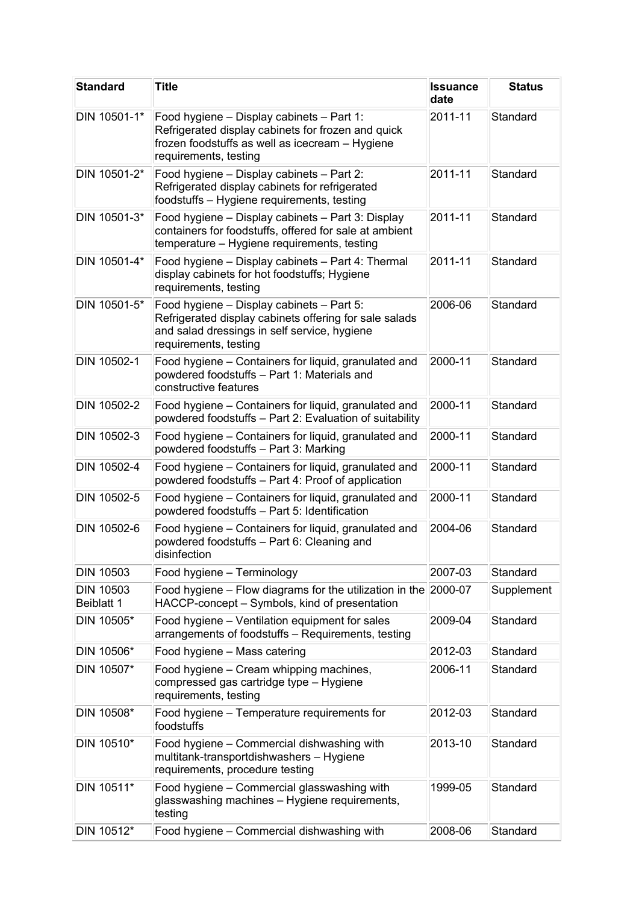| Standard | Title | Issuance date | Status |
|---|---|---|---|
| DIN 10501-1* | Food hygiene – Display cabinets – Part 1: Refrigerated display cabinets for frozen and quick frozen foodstuffs as well as icecream – Hygiene requirements, testing | 2011-11 | Standard |
| DIN 10501-2* | Food hygiene – Display cabinets – Part 2: Refrigerated display cabinets for refrigerated foodstuffs – Hygiene requirements, testing | 2011-11 | Standard |
| DIN 10501-3* | Food hygiene – Display cabinets – Part 3: Display containers for foodstuffs, offered for sale at ambient temperature – Hygiene requirements, testing | 2011-11 | Standard |
| DIN 10501-4* | Food hygiene – Display cabinets – Part 4: Thermal display cabinets for hot foodstuffs; Hygiene requirements, testing | 2011-11 | Standard |
| DIN 10501-5* | Food hygiene – Display cabinets – Part 5: Refrigerated display cabinets offering for sale salads and salad dressings in self service, hygiene requirements, testing | 2006-06 | Standard |
| DIN 10502-1 | Food hygiene – Containers for liquid, granulated and powdered foodstuffs – Part 1: Materials and constructive features | 2000-11 | Standard |
| DIN 10502-2 | Food hygiene – Containers for liquid, granulated and powdered foodstuffs – Part 2: Evaluation of suitability | 2000-11 | Standard |
| DIN 10502-3 | Food hygiene – Containers for liquid, granulated and powdered foodstuffs – Part 3: Marking | 2000-11 | Standard |
| DIN 10502-4 | Food hygiene – Containers for liquid, granulated and powdered foodstuffs – Part 4: Proof of application | 2000-11 | Standard |
| DIN 10502-5 | Food hygiene – Containers for liquid, granulated and powdered foodstuffs – Part 5: Identification | 2000-11 | Standard |
| DIN 10502-6 | Food hygiene – Containers for liquid, granulated and powdered foodstuffs – Part 6: Cleaning and disinfection | 2004-06 | Standard |
| DIN 10503 | Food hygiene – Terminology | 2007-03 | Standard |
| DIN 10503 Beiblatt 1 | Food hygiene – Flow diagrams for the utilization in the HACCP-concept – Symbols, kind of presentation | 2000-07 | Supplement |
| DIN 10505* | Food hygiene – Ventilation equipment for sales arrangements of foodstuffs – Requirements, testing | 2009-04 | Standard |
| DIN 10506* | Food hygiene – Mass catering | 2012-03 | Standard |
| DIN 10507* | Food hygiene – Cream whipping machines, compressed gas cartridge type – Hygiene requirements, testing | 2006-11 | Standard |
| DIN 10508* | Food hygiene – Temperature requirements for foodstuffs | 2012-03 | Standard |
| DIN 10510* | Food hygiene – Commercial dishwashing with multitank-transportdishwashers – Hygiene requirements, procedure testing | 2013-10 | Standard |
| DIN 10511* | Food hygiene – Commercial glasswashing with glasswashing machines – Hygiene requirements, testing | 1999-05 | Standard |
| DIN 10512* | Food hygiene – Commercial dishwashing with | 2008-06 | Standard |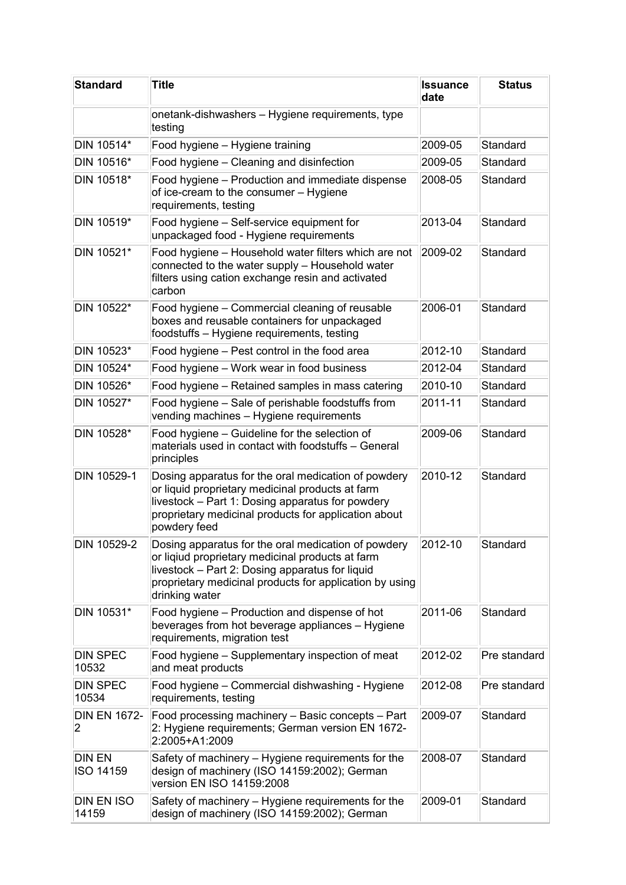| Standard | Title | Issuance date | Status |
| --- | --- | --- | --- |
| | onetank-dishwashers – Hygiene requirements, type testing | | |
| DIN 10514* | Food hygiene – Hygiene training | 2009-05 | Standard |
| DIN 10516* | Food hygiene – Cleaning and disinfection | 2009-05 | Standard |
| DIN 10518* | Food hygiene – Production and immediate dispense of ice-cream to the consumer – Hygiene requirements, testing | 2008-05 | Standard |
| DIN 10519* | Food hygiene – Self-service equipment for unpackaged food - Hygiene requirements | 2013-04 | Standard |
| DIN 10521* | Food hygiene – Household water filters which are not connected to the water supply – Household water filters using cation exchange resin and activated carbon | 2009-02 | Standard |
| DIN 10522* | Food hygiene – Commercial cleaning of reusable boxes and reusable containers for unpackaged foodstuffs – Hygiene requirements, testing | 2006-01 | Standard |
| DIN 10523* | Food hygiene – Pest control in the food area | 2012-10 | Standard |
| DIN 10524* | Food hygiene – Work wear in food business | 2012-04 | Standard |
| DIN 10526* | Food hygiene – Retained samples in mass catering | 2010-10 | Standard |
| DIN 10527* | Food hygiene – Sale of perishable foodstuffs from vending machines – Hygiene requirements | 2011-11 | Standard |
| DIN 10528* | Food hygiene – Guideline for the selection of materials used in contact with foodstuffs – General principles | 2009-06 | Standard |
| DIN 10529-1 | Dosing apparatus for the oral medication of powdery or liquid proprietary medicinal products at farm livestock – Part 1: Dosing apparatus for powdery proprietary medicinal products for application about powdery feed | 2010-12 | Standard |
| DIN 10529-2 | Dosing apparatus for the oral medication of powdery or liqiud proprietary medicinal products at farm livestock – Part 2: Dosing apparatus for liquid proprietary medicinal products for application by using drinking water | 2012-10 | Standard |
| DIN 10531* | Food hygiene – Production and dispense of hot beverages from hot beverage appliances – Hygiene requirements, migration test | 2011-06 | Standard |
| DIN SPEC 10532 | Food hygiene – Supplementary inspection of meat and meat products | 2012-02 | Pre standard |
| DIN SPEC 10534 | Food hygiene – Commercial dishwashing - Hygiene requirements, testing | 2012-08 | Pre standard |
| DIN EN 1672-2 | Food processing machinery – Basic concepts – Part 2: Hygiene requirements; German version EN 1672-2:2005+A1:2009 | 2009-07 | Standard |
| DIN EN ISO 14159 | Safety of machinery – Hygiene requirements for the design of machinery (ISO 14159:2002); German version EN ISO 14159:2008 | 2008-07 | Standard |
| DIN EN ISO 14159 | Safety of machinery – Hygiene requirements for the design of machinery (ISO 14159:2002); German | 2009-01 | Standard |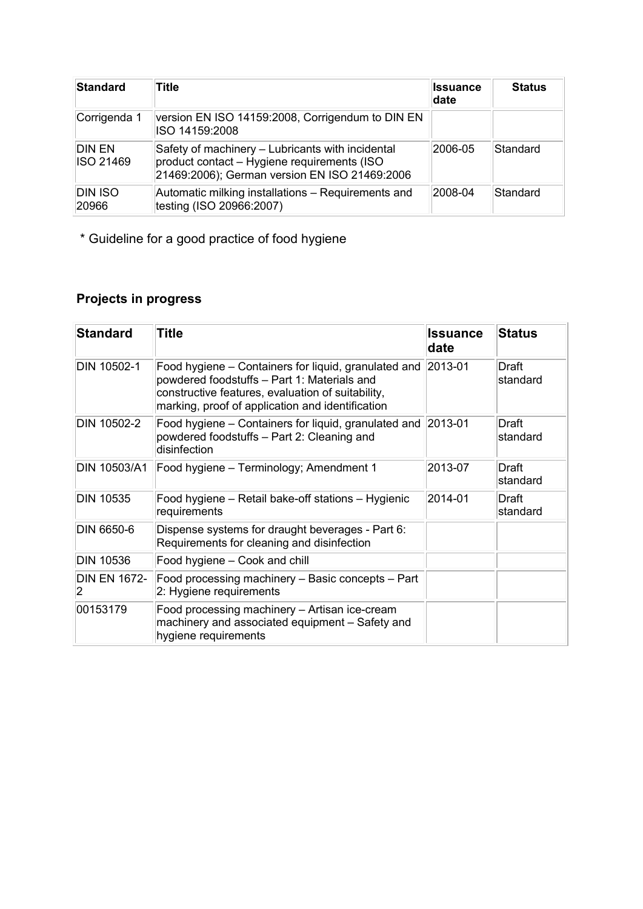| Standard | Title | Issuance date | Status |
|---|---|---|---|
| Corrigenda 1 | version EN ISO 14159:2008, Corrigendum to DIN EN ISO 14159:2008 | | |
| DIN EN ISO 21469 | Safety of machinery – Lubricants with incidental product contact – Hygiene requirements (ISO 21469:2006); German version EN ISO 21469:2006 | 2006-05 | Standard |
| DIN ISO 20966 | Automatic milking installations – Requirements and testing (ISO 20966:2007) | 2008-04 | Standard |

* Guideline for a good practice of food hygiene

## Projects in progress

| Standard | Title | Issuance date | Status |
|---|---|---|---|
| DIN 10502-1 | Food hygiene – Containers for liquid, granulated and powdered foodstuffs – Part 1: Materials and constructive features, evaluation of suitability, marking, proof of application and identification | 2013-01 | Draft standard |
| DIN 10502-2 | Food hygiene – Containers for liquid, granulated and powdered foodstuffs – Part 2: Cleaning and disinfection | 2013-01 | Draft standard |
| DIN 10503/A1 | Food hygiene – Terminology; Amendment 1 | 2013-07 | Draft standard |
| DIN 10535 | Food hygiene – Retail bake-off stations – Hygienic requirements | 2014-01 | Draft standard |
| DIN 6650-6 | Dispense systems for draught beverages - Part 6: Requirements for cleaning and disinfection | | |
| DIN 10536 | Food hygiene – Cook and chill | | |
| DIN EN 1672-2 | Food processing machinery – Basic concepts – Part 2: Hygiene requirements | | |
| 00153179 | Food processing machinery – Artisan ice-cream machinery and associated equipment – Safety and hygiene requirements | | |